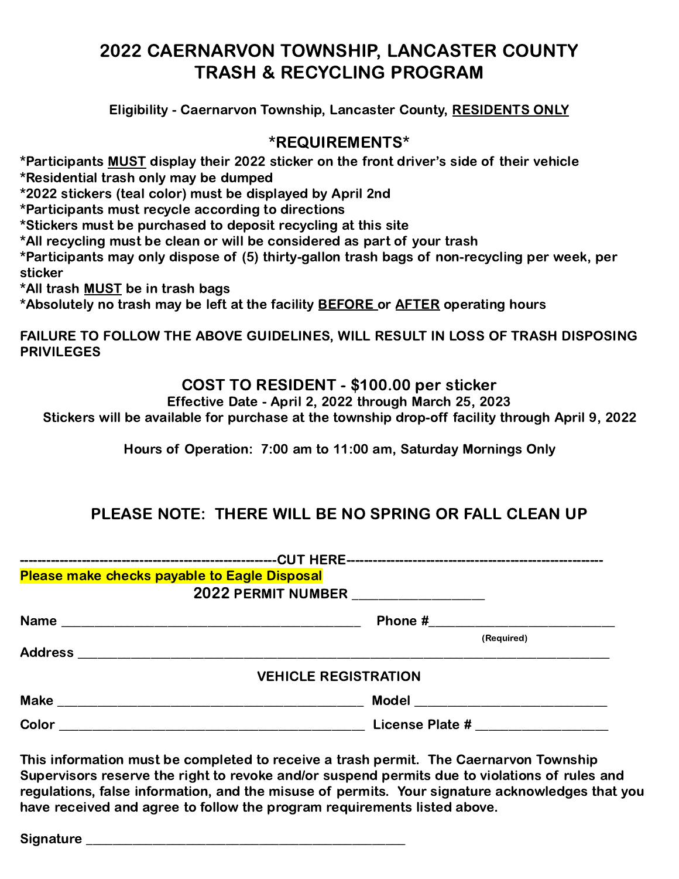# 2022 CAERNARVON TOWNSHIP, LANCASTER COUNTY TRASH & RECYCLING PROGRAM

**Eligibility - Caernarvon Township, Lancaster County, RESIDENTS ONLY**

## *REQUIREMENTS*

**\*Participants MUST display their 2022 sticker on the front driver's side of their vehicle**
**\*Residential trash only may be dumped**
**\*2022 stickers (teal color) must be displayed by April 2nd**
**\*Participants must recycle according to directions**
**\*Stickers must be purchased to deposit recycling at this site**
**\*All recycling must be clean or will be considered as part of your trash**
**\*Participants may only dispose of (5) thirty-gallon trash bags of non-recycling per week, per sticker**
**\*All trash MUST be in trash bags**
**\*Absolutely no trash may be left at the facility BEFORE or AFTER operating hours**

**FAILURE TO FOLLOW THE ABOVE GUIDELINES, WILL RESULT IN LOSS OF TRASH DISPOSING PRIVILEGES**

## COST TO RESIDENT - $100.00 per sticker

**Effective Date - April 2, 2022 through March 25, 2023**
**Stickers will be available for purchase at the township drop-off facility through April 9, 2022**

**Hours of Operation: 7:00 am to 11:00 am, Saturday Mornings Only**

## PLEASE NOTE: THERE WILL BE NO SPRING OR FALL CLEAN UP

---------------------------------------------------------CUT HERE---------------------------------------------------------

**Please make checks payable to Eagle Disposal**

**2022 PERMIT NUMBER** ___________________

**Name** ____________________________________________ **Phone #**___________________________
(Required)

**Address** ______________________________________________________________________________

**VEHICLE REGISTRATION**

**Make** ____________________________________________ **Model** ___________________________

**Color** ____________________________________________ **License Plate #** ___________________

**This information must be completed to receive a trash permit. The Caernarvon Township Supervisors reserve the right to revoke and/or suspend permits due to violations of rules and regulations, false information, and the misuse of permits. Your signature acknowledges that you have received and agree to follow the program requirements listed above.**

**Signature** ______________________________________________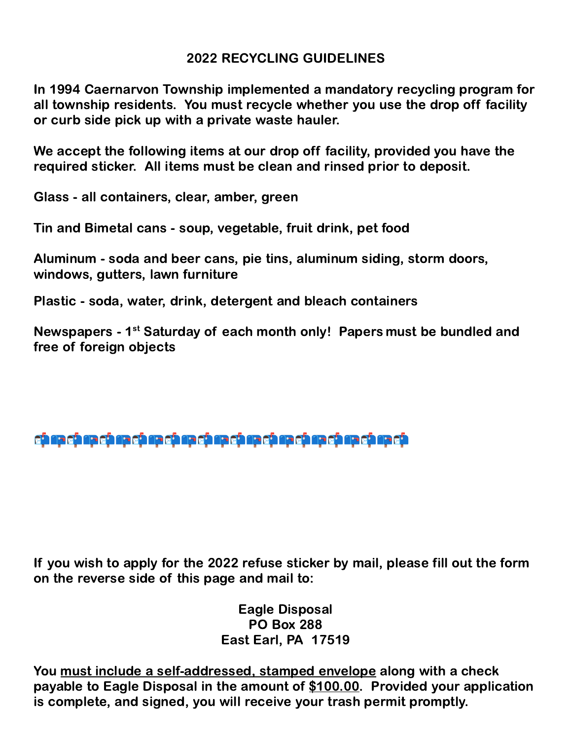## 2022 RECYCLING GUIDELINES

**In 1994 Caernarvon Township implemented a mandatory recycling program for all township residents. You must recycle whether you use the drop off facility or curb side pick up with a private waste hauler.**

**We accept the following items at our drop off facility, provided you have the required sticker. All items must be clean and rinsed prior to deposit.**

**Glass - all containers, clear, amber, green**

**Tin and Bimetal cans - soup, vegetable, fruit drink, pet food**

**Aluminum - soda and beer cans, pie tins, aluminum siding, storm doors, windows, gutters, lawn furniture**

**Plastic - soda, water, drink, detergent and bleach containers**

**Newspapers - 1st Saturday of each month only! Papers must be bundled and free of foreign objects**

---

**If you wish to apply for the 2022 refuse sticker by mail, please fill out the form on the reverse side of this page and mail to:**

**Eagle Disposal**
**PO Box 288**
**East Earl, PA 17519**

**You <u>must include a self-addressed, stamped envelope</u> along with a check payable to Eagle Disposal in the amount of <u>$100.00</u>. Provided your application is complete, and signed, you will receive your trash permit promptly.**